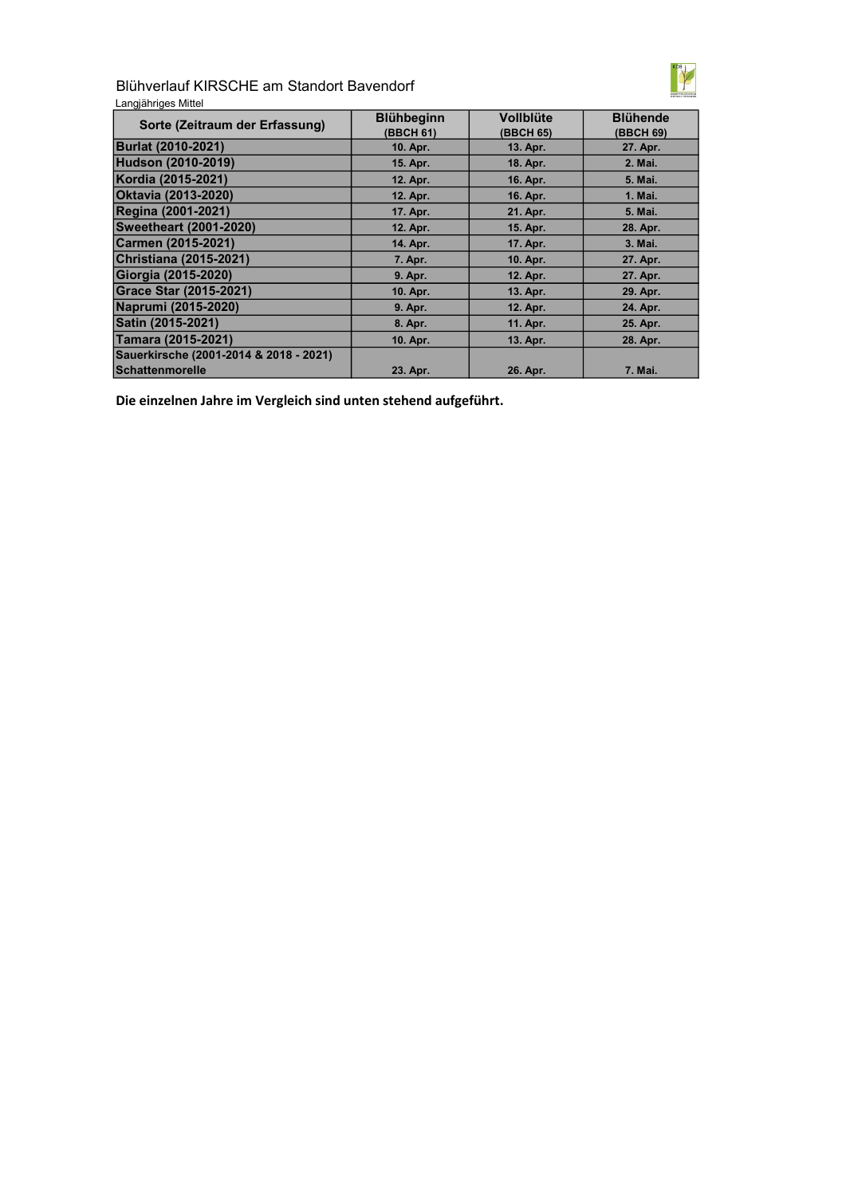## Blühverlauf KIRSCHE am Standort Bavendorf

Langjähriges Mittel

| Sorte (Zeitraum der Erfassung) | Blühbeginn (BBCH 61) | Vollblüte (BBCH 65) | Blühende (BBCH 69) |
|---|---|---|---|
| Burlat (2010-2021) | 10. Apr. | 13. Apr. | 27. Apr. |
| Hudson (2010-2019) | 15. Apr. | 18. Apr. | 2. Mai. |
| Kordia (2015-2021) | 12. Apr. | 16. Apr. | 5. Mai. |
| Oktavia (2013-2020) | 12. Apr. | 16. Apr. | 1. Mai. |
| Regina (2001-2021) | 17. Apr. | 21. Apr. | 5. Mai. |
| Sweetheart (2001-2020) | 12. Apr. | 15. Apr. | 28. Apr. |
| Carmen (2015-2021) | 14. Apr. | 17. Apr. | 3. Mai. |
| Christiana (2015-2021) | 7. Apr. | 10. Apr. | 27. Apr. |
| Giorgia (2015-2020) | 9. Apr. | 12. Apr. | 27. Apr. |
| Grace Star (2015-2021) | 10. Apr. | 13. Apr. | 29. Apr. |
| Naprumi (2015-2020) | 9. Apr. | 12. Apr. | 24. Apr. |
| Satin (2015-2021) | 8. Apr. | 11. Apr. | 25. Apr. |
| Tamara (2015-2021) | 10. Apr. | 13. Apr. | 28. Apr. |
| Sauerkirsche (2001-2014 & 2018 - 2021) Schattenmorelle | 23. Apr. | 26. Apr. | 7. Mai. |

**Die einzelnen Jahre im Vergleich sind unten stehend aufgeführt.**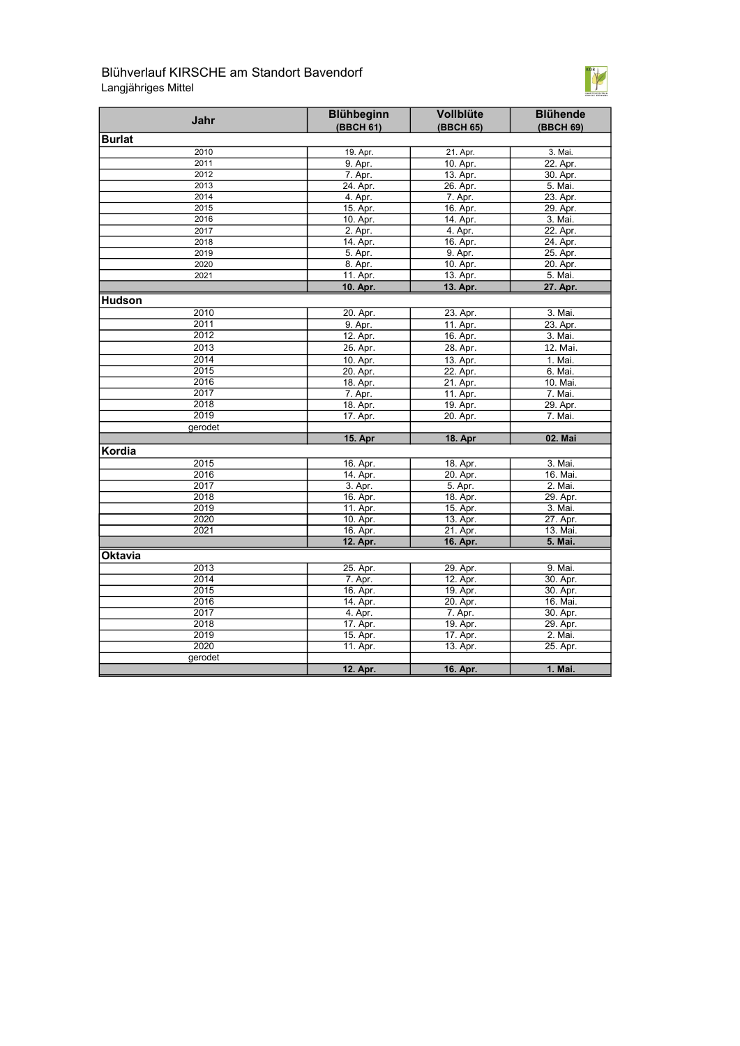# Blühverlauf KIRSCHE am Standort Bavendorf

Langjähriges Mittel

| Jahr | Blühbeginn (BBCH 61) | Vollblüte (BBCH 65) | Blühende (BBCH 69) |
|---|---|---|---|
| **Burlat** | | | |
| 2010 | 19. Apr. | 21. Apr. | 3. Mai. |
| 2011 | 9. Apr. | 10. Apr. | 22. Apr. |
| 2012 | 7. Apr. | 13. Apr. | 30. Apr. |
| 2013 | 24. Apr. | 26. Apr. | 5. Mai. |
| 2014 | 4. Apr. | 7. Apr. | 23. Apr. |
| 2015 | 15. Apr. | 16. Apr. | 29. Apr. |
| 2016 | 10. Apr. | 14. Apr. | 3. Mai. |
| 2017 | 2. Apr. | 4. Apr. | 22. Apr. |
| 2018 | 14. Apr. | 16. Apr. | 24. Apr. |
| 2019 | 5. Apr. | 9. Apr. | 25. Apr. |
| 2020 | 8. Apr. | 10. Apr. | 20. Apr. |
| 2021 | 11. Apr. | 13. Apr. | 5. Mai. |
| | **10. Apr.** | **13. Apr.** | **27. Apr.** |
| **Hudson** | | | |
| 2010 | 20. Apr. | 23. Apr. | 3. Mai. |
| 2011 | 9. Apr. | 11. Apr. | 23. Apr. |
| 2012 | 12. Apr. | 16. Apr. | 3. Mai. |
| 2013 | 26. Apr. | 28. Apr. | 12. Mai. |
| 2014 | 10. Apr. | 13. Apr. | 1. Mai. |
| 2015 | 20. Apr. | 22. Apr. | 6. Mai. |
| 2016 | 18. Apr. | 21. Apr. | 10. Mai. |
| 2017 | 7. Apr. | 11. Apr. | 7. Mai. |
| 2018 | 18. Apr. | 19. Apr. | 29. Apr. |
| 2019 | 17. Apr. | 20. Apr. | 7. Mai. |
| gerodet | | | |
| | **15. Apr** | **18. Apr** | **02. Mai** |
| **Kordia** | | | |
| 2015 | 16. Apr. | 18. Apr. | 3. Mai. |
| 2016 | 14. Apr. | 20. Apr. | 16. Mai. |
| 2017 | 3. Apr. | 5. Apr. | 2. Mai. |
| 2018 | 16. Apr. | 18. Apr. | 29. Apr. |
| 2019 | 11. Apr. | 15. Apr. | 3. Mai. |
| 2020 | 10. Apr. | 13. Apr. | 27. Apr. |
| 2021 | 16. Apr. | 21. Apr. | 13. Mai. |
| | **12. Apr.** | **16. Apr.** | **5. Mai.** |
| **Oktavia** | | | |
| 2013 | 25. Apr. | 29. Apr. | 9. Mai. |
| 2014 | 7. Apr. | 12. Apr. | 30. Apr. |
| 2015 | 16. Apr. | 19. Apr. | 30. Apr. |
| 2016 | 14. Apr. | 20. Apr. | 16. Mai. |
| 2017 | 4. Apr. | 7. Apr. | 30. Apr. |
| 2018 | 17. Apr. | 19. Apr. | 29. Apr. |
| 2019 | 15. Apr. | 17. Apr. | 2. Mai. |
| 2020 | 11. Apr. | 13. Apr. | 25. Apr. |
| gerodet | | | |
| | **12. Apr.** | **16. Apr.** | **1. Mai.** |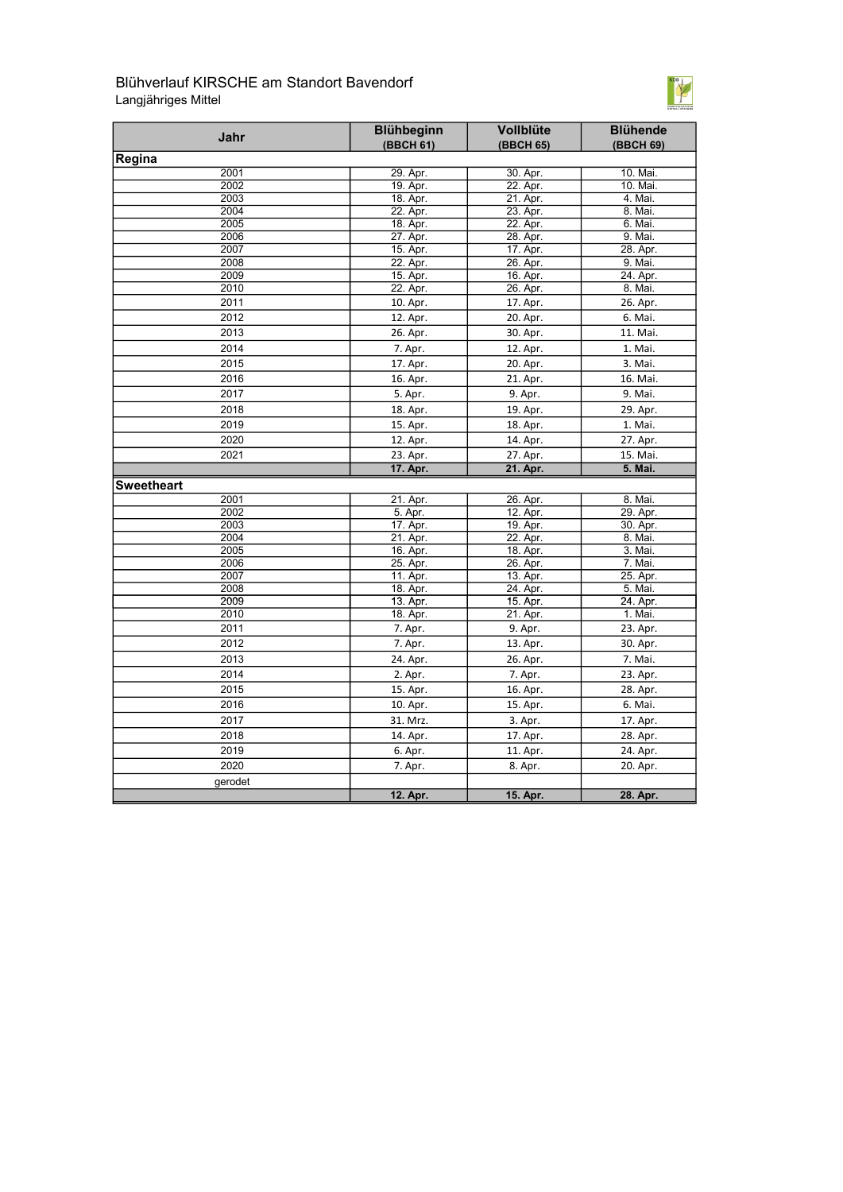# Blühverlauf KIRSCHE am Standort Bavendorf

Langjähriges Mittel

| Jahr | Blühbeginn (BBCH 61) | Vollblüte (BBCH 65) | Blühende (BBCH 69) |
|---|---|---|---|
| **Regina** | | | |
| 2001 | 29. Apr. | 30. Apr. | 10. Mai. |
| 2002 | 19. Apr. | 22. Apr. | 10. Mai. |
| 2003 | 18. Apr. | 21. Apr. | 4. Mai. |
| 2004 | 22. Apr. | 23. Apr. | 8. Mai. |
| 2005 | 18. Apr. | 22. Apr. | 6. Mai. |
| 2006 | 27. Apr. | 28. Apr. | 9. Mai. |
| 2007 | 15. Apr. | 17. Apr. | 28. Apr. |
| 2008 | 22. Apr. | 26. Apr. | 9. Mai. |
| 2009 | 15. Apr. | 16. Apr. | 24. Apr. |
| 2010 | 22. Apr. | 26. Apr. | 8. Mai. |
| 2011 | 10. Apr. | 17. Apr. | 26. Apr. |
| 2012 | 12. Apr. | 20. Apr. | 6. Mai. |
| 2013 | 26. Apr. | 30. Apr. | 11. Mai. |
| 2014 | 7. Apr. | 12. Apr. | 1. Mai. |
| 2015 | 17. Apr. | 20. Apr. | 3. Mai. |
| 2016 | 16. Apr. | 21. Apr. | 16. Mai. |
| 2017 | 5. Apr. | 9. Apr. | 9. Mai. |
| 2018 | 18. Apr. | 19. Apr. | 29. Apr. |
| 2019 | 15. Apr. | 18. Apr. | 1. Mai. |
| 2020 | 12. Apr. | 14. Apr. | 27. Apr. |
| 2021 | 23. Apr. | 27. Apr. | 15. Mai. |
| | **17. Apr.** | **21. Apr.** | **5. Mai.** |
| **Sweetheart** | | | |
| 2001 | 21. Apr. | 26. Apr. | 8. Mai. |
| 2002 | 5. Apr. | 12. Apr. | 29. Apr. |
| 2003 | 17. Apr. | 19. Apr. | 30. Apr. |
| 2004 | 21. Apr. | 22. Apr. | 8. Mai. |
| 2005 | 16. Apr. | 18. Apr. | 3. Mai. |
| 2006 | 25. Apr. | 26. Apr. | 7. Mai. |
| 2007 | 11. Apr. | 13. Apr. | 25. Apr. |
| 2008 | 18. Apr. | 24. Apr. | 5. Mai. |
| 2009 | 13. Apr. | 15. Apr. | 24. Apr. |
| 2010 | 18. Apr. | 21. Apr. | 1. Mai. |
| 2011 | 7. Apr. | 9. Apr. | 23. Apr. |
| 2012 | 7. Apr. | 13. Apr. | 30. Apr. |
| 2013 | 24. Apr. | 26. Apr. | 7. Mai. |
| 2014 | 2. Apr. | 7. Apr. | 23. Apr. |
| 2015 | 15. Apr. | 16. Apr. | 28. Apr. |
| 2016 | 10. Apr. | 15. Apr. | 6. Mai. |
| 2017 | 31. Mrz. | 3. Apr. | 17. Apr. |
| 2018 | 14. Apr. | 17. Apr. | 28. Apr. |
| 2019 | 6. Apr. | 11. Apr. | 24. Apr. |
| 2020 | 7. Apr. | 8. Apr. | 20. Apr. |
| gerodet | | | |
| | **12. Apr.** | **15. Apr.** | **28. Apr.** |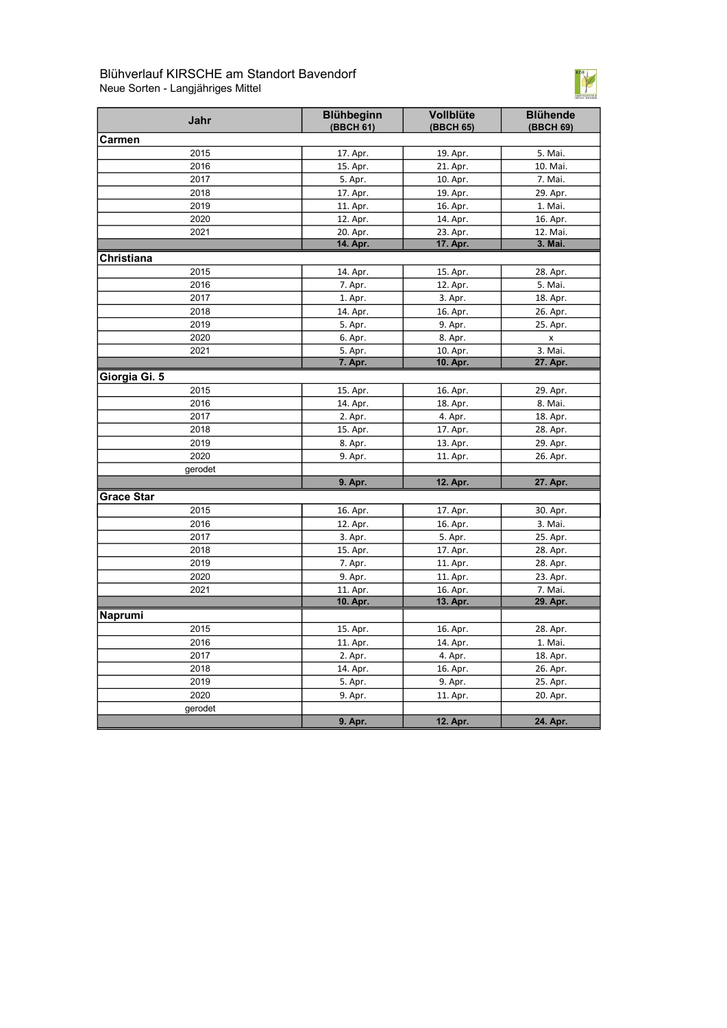# Blühverlauf KIRSCHE am Standort Bavendorf

Neue Sorten - Langjähriges Mittel

| Jahr | Blühbeginn (BBCH 61) | Vollblüte (BBCH 65) | Blühende (BBCH 69) |
|---|---|---|---|
| **Carmen** | | | |
| 2015 | 17. Apr. | 19. Apr. | 5. Mai. |
| 2016 | 15. Apr. | 21. Apr. | 10. Mai. |
| 2017 | 5. Apr. | 10. Apr. | 7. Mai. |
| 2018 | 17. Apr. | 19. Apr. | 29. Apr. |
| 2019 | 11. Apr. | 16. Apr. | 1. Mai. |
| 2020 | 12. Apr. | 14. Apr. | 16. Apr. |
| 2021 | 20. Apr. | 23. Apr. | 12. Mai. |
| | **14. Apr.** | **17. Apr.** | **3. Mai.** |
| **Christiana** | | | |
| 2015 | 14. Apr. | 15. Apr. | 28. Apr. |
| 2016 | 7. Apr. | 12. Apr. | 5. Mai. |
| 2017 | 1. Apr. | 3. Apr. | 18. Apr. |
| 2018 | 14. Apr. | 16. Apr. | 26. Apr. |
| 2019 | 5. Apr. | 9. Apr. | 25. Apr. |
| 2020 | 6. Apr. | 8. Apr. | x |
| 2021 | 5. Apr. | 10. Apr. | 3. Mai. |
| | **7. Apr.** | **10. Apr.** | **27. Apr.** |
| **Giorgia Gi. 5** | | | |
| 2015 | 15. Apr. | 16. Apr. | 29. Apr. |
| 2016 | 14. Apr. | 18. Apr. | 8. Mai. |
| 2017 | 2. Apr. | 4. Apr. | 18. Apr. |
| 2018 | 15. Apr. | 17. Apr. | 28. Apr. |
| 2019 | 8. Apr. | 13. Apr. | 29. Apr. |
| 2020 | 9. Apr. | 11. Apr. | 26. Apr. |
| gerodet | | | |
| | **9. Apr.** | **12. Apr.** | **27. Apr.** |
| **Grace Star** | | | |
| 2015 | 16. Apr. | 17. Apr. | 30. Apr. |
| 2016 | 12. Apr. | 16. Apr. | 3. Mai. |
| 2017 | 3. Apr. | 5. Apr. | 25. Apr. |
| 2018 | 15. Apr. | 17. Apr. | 28. Apr. |
| 2019 | 7. Apr. | 11. Apr. | 28. Apr. |
| 2020 | 9. Apr. | 11. Apr. | 23. Apr. |
| 2021 | 11. Apr. | 16. Apr. | 7. Mai. |
| | **10. Apr.** | **13. Apr.** | **29. Apr.** |
| **Naprumi** | | | |
| 2015 | 15. Apr. | 16. Apr. | 28. Apr. |
| 2016 | 11. Apr. | 14. Apr. | 1. Mai. |
| 2017 | 2. Apr. | 4. Apr. | 18. Apr. |
| 2018 | 14. Apr. | 16. Apr. | 26. Apr. |
| 2019 | 5. Apr. | 9. Apr. | 25. Apr. |
| 2020 | 9. Apr. | 11. Apr. | 20. Apr. |
| gerodet | | | |
| | **9. Apr.** | **12. Apr.** | **24. Apr.** |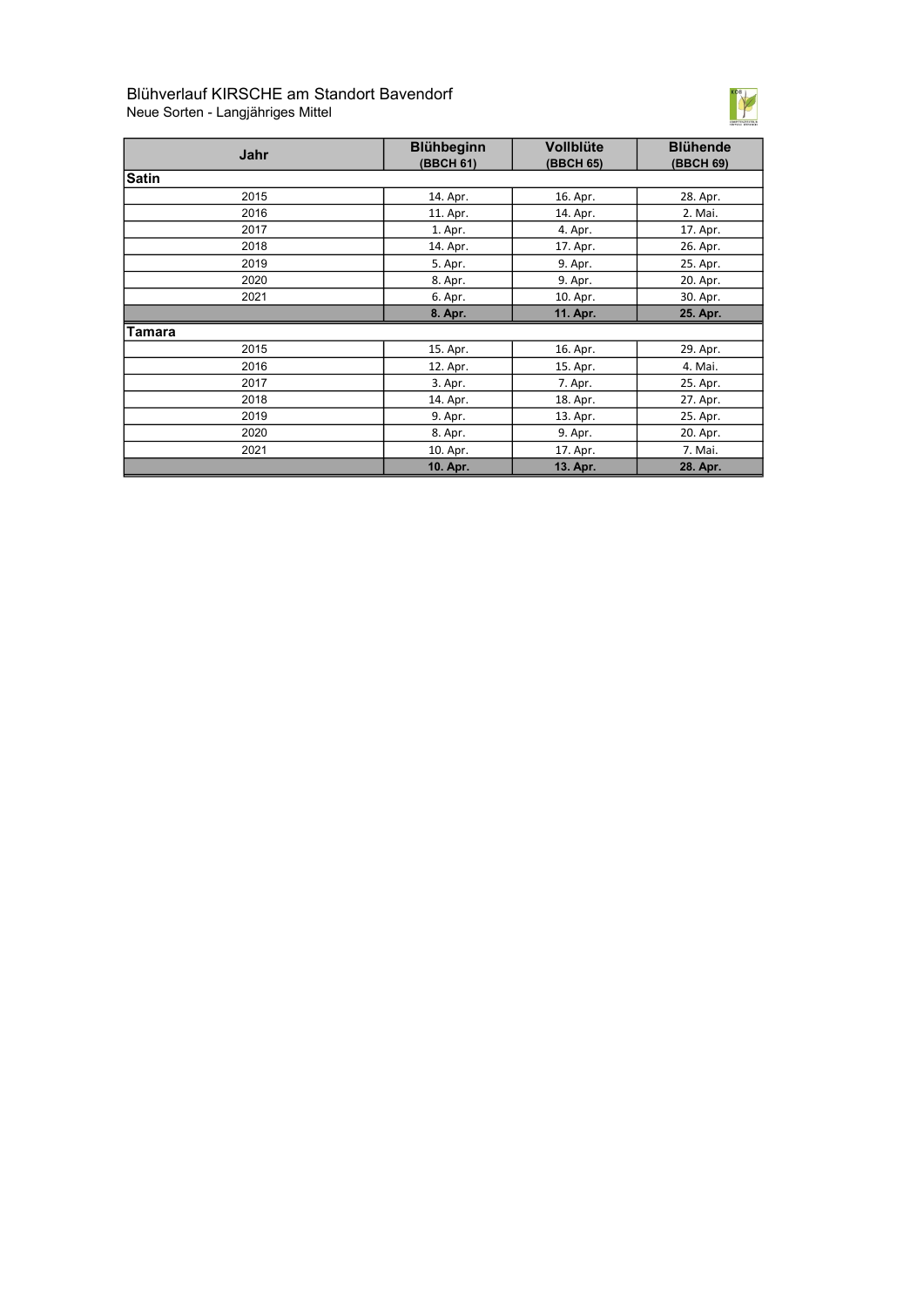# Blühverlauf KIRSCHE am Standort Bavendorf

Neue Sorten - Langjähriges Mittel

| Jahr | Blühbeginn (BBCH 61) | Vollblüte (BBCH 65) | Blühende (BBCH 69) |
|---|---|---|---|
| **Satin** | | | |
| 2015 | 14. Apr. | 16. Apr. | 28. Apr. |
| 2016 | 11. Apr. | 14. Apr. | 2. Mai. |
| 2017 | 1. Apr. | 4. Apr. | 17. Apr. |
| 2018 | 14. Apr. | 17. Apr. | 26. Apr. |
| 2019 | 5. Apr. | 9. Apr. | 25. Apr. |
| 2020 | 8. Apr. | 9. Apr. | 20. Apr. |
| 2021 | 6. Apr. | 10. Apr. | 30. Apr. |
| | **8. Apr.** | **11. Apr.** | **25. Apr.** |
| **Tamara** | | | |
| 2015 | 15. Apr. | 16. Apr. | 29. Apr. |
| 2016 | 12. Apr. | 15. Apr. | 4. Mai. |
| 2017 | 3. Apr. | 7. Apr. | 25. Apr. |
| 2018 | 14. Apr. | 18. Apr. | 27. Apr. |
| 2019 | 9. Apr. | 13. Apr. | 25. Apr. |
| 2020 | 8. Apr. | 9. Apr. | 20. Apr. |
| 2021 | 10. Apr. | 17. Apr. | 7. Mai. |
| | **10. Apr.** | **13. Apr.** | **28. Apr.** |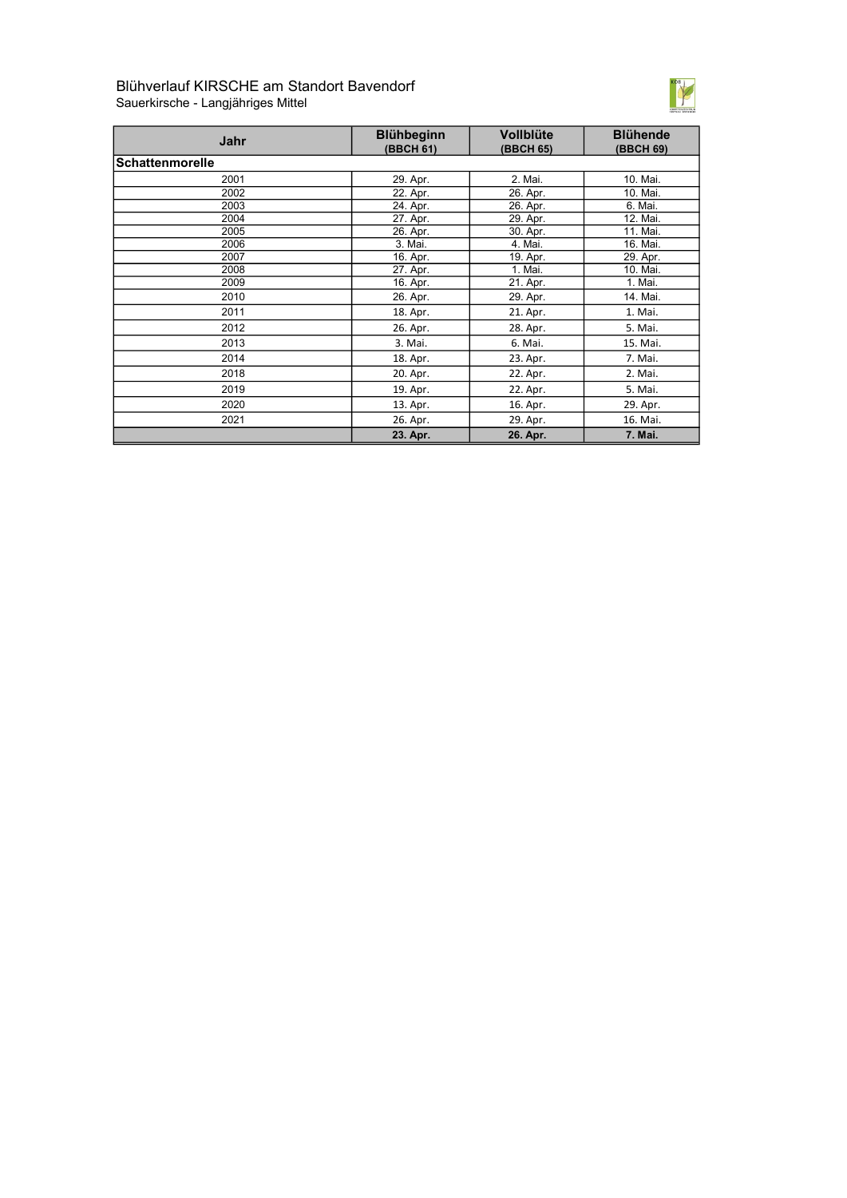# Blühverlauf KIRSCHE am Standort Bavendorf

Sauerkirsche - Langjähriges Mittel

| Jahr | Blühbeginn (BBCH 61) | Vollblüte (BBCH 65) | Blühende (BBCH 69) |
|---|---|---|---|
| **Schattenmorelle** | | | |
| 2001 | 29. Apr. | 2. Mai. | 10. Mai. |
| 2002 | 22. Apr. | 26. Apr. | 10. Mai. |
| 2003 | 24. Apr. | 26. Apr. | 6. Mai. |
| 2004 | 27. Apr. | 29. Apr. | 12. Mai. |
| 2005 | 26. Apr. | 30. Apr. | 11. Mai. |
| 2006 | 3. Mai. | 4. Mai. | 16. Mai. |
| 2007 | 16. Apr. | 19. Apr. | 29. Apr. |
| 2008 | 27. Apr. | 1. Mai. | 10. Mai. |
| 2009 | 16. Apr. | 21. Apr. | 1. Mai. |
| 2010 | 26. Apr. | 29. Apr. | 14. Mai. |
| 2011 | 18. Apr. | 21. Apr. | 1. Mai. |
| 2012 | 26. Apr. | 28. Apr. | 5. Mai. |
| 2013 | 3. Mai. | 6. Mai. | 15. Mai. |
| 2014 | 18. Apr. | 23. Apr. | 7. Mai. |
| 2018 | 20. Apr. | 22. Apr. | 2. Mai. |
| 2019 | 19. Apr. | 22. Apr. | 5. Mai. |
| 2020 | 13. Apr. | 16. Apr. | 29. Apr. |
| 2021 | 26. Apr. | 29. Apr. | 16. Mai. |
| | **23. Apr.** | **26. Apr.** | **7. Mai.** |